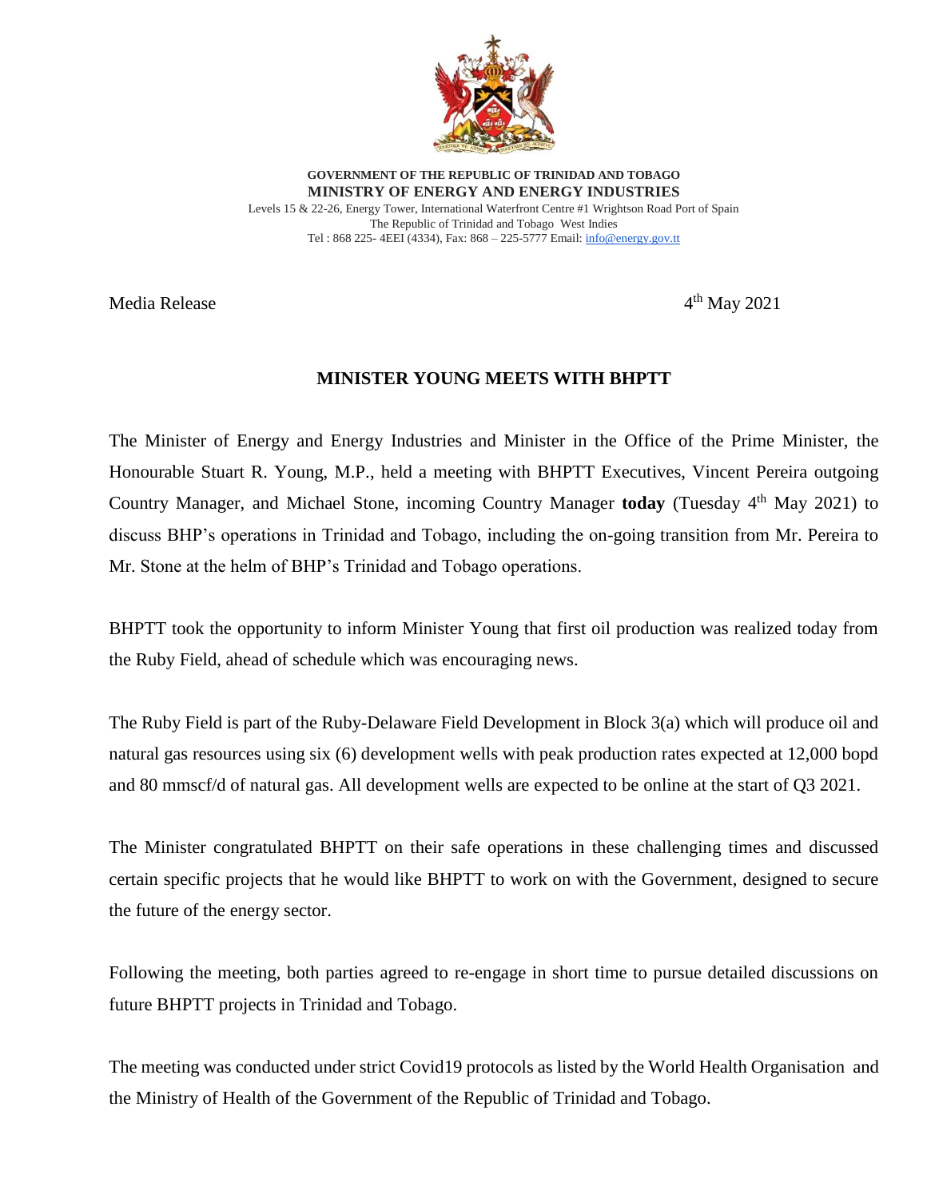**GOVERNMENT OF THE REPUBLIC OF TRINIDAD AND TOBAGO**
**MINISTRY OF ENERGY AND ENERGY INDUSTRIES**
Levels 15 & 22-26, Energy Tower, International Waterfront Centre #1 Wrightson Road Port of Spain
The Republic of Trinidad and Tobago West Indies
Tel : 868 225- 4EEI (4334), Fax: 868 – 225-5777 Email: info@energy.gov.tt

Media Release

4th May 2021

# MINISTER YOUNG MEETS WITH BHPTT

The Minister of Energy and Energy Industries and Minister in the Office of the Prime Minister, the Honourable Stuart R. Young, M.P., held a meeting with BHPTT Executives, Vincent Pereira outgoing Country Manager, and Michael Stone, incoming Country Manager **today** (Tuesday 4th May 2021) to discuss BHP's operations in Trinidad and Tobago, including the on-going transition from Mr. Pereira to Mr. Stone at the helm of BHP's Trinidad and Tobago operations.

BHPTT took the opportunity to inform Minister Young that first oil production was realized today from the Ruby Field, ahead of schedule which was encouraging news.

The Ruby Field is part of the Ruby-Delaware Field Development in Block 3(a) which will produce oil and natural gas resources using six (6) development wells with peak production rates expected at 12,000 bopd and 80 mmscf/d of natural gas. All development wells are expected to be online at the start of Q3 2021.

The Minister congratulated BHPTT on their safe operations in these challenging times and discussed certain specific projects that he would like BHPTT to work on with the Government, designed to secure the future of the energy sector.

Following the meeting, both parties agreed to re-engage in short time to pursue detailed discussions on future BHPTT projects in Trinidad and Tobago.

The meeting was conducted under strict Covid19 protocols as listed by the World Health Organisation and the Ministry of Health of the Government of the Republic of Trinidad and Tobago.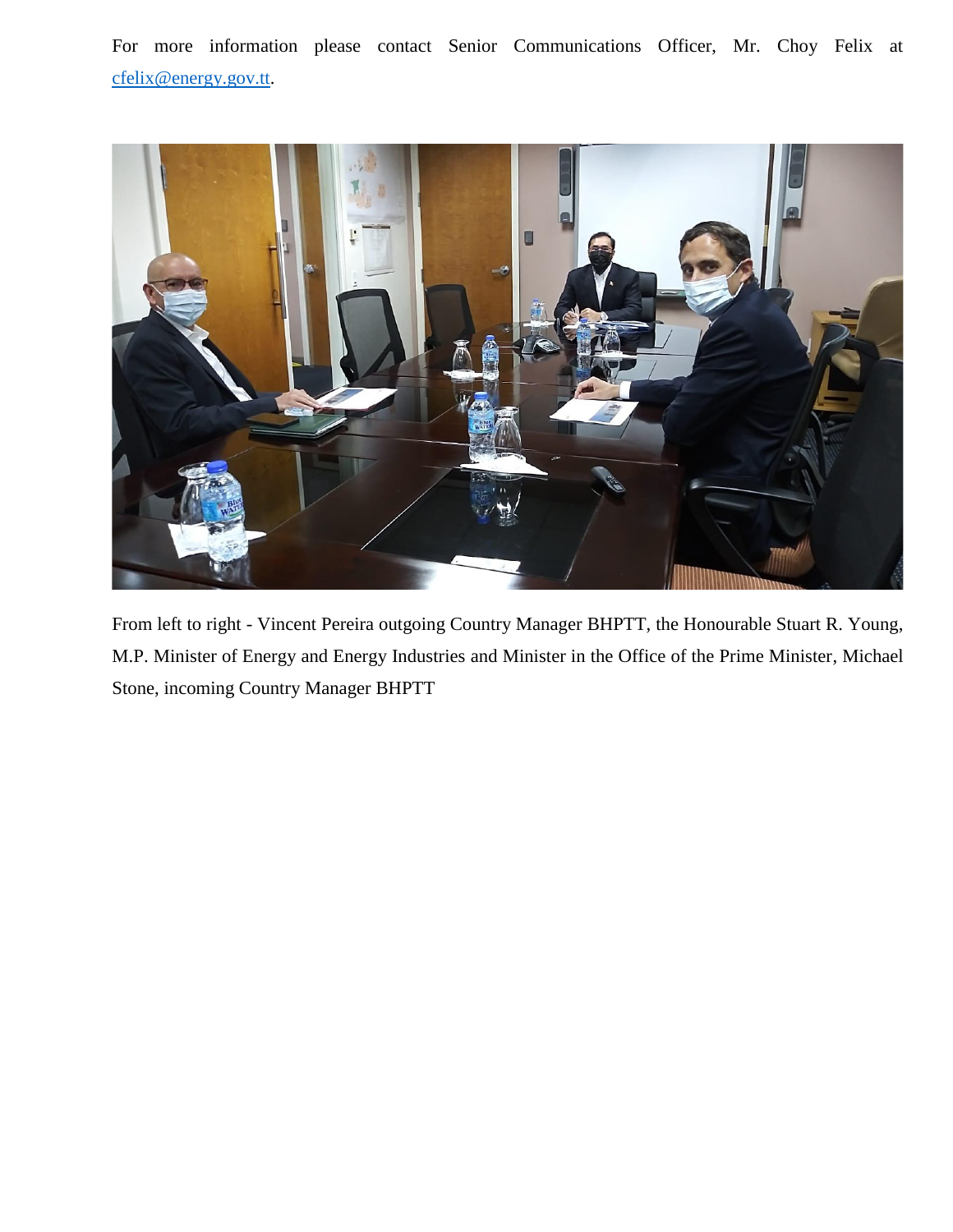For more information please contact Senior Communications Officer, Mr. Choy Felix at cfelix@energy.gov.tt.

From left to right - Vincent Pereira outgoing Country Manager BHPTT, the Honourable Stuart R. Young, M.P. Minister of Energy and Energy Industries and Minister in the Office of the Prime Minister, Michael Stone, incoming Country Manager BHPTT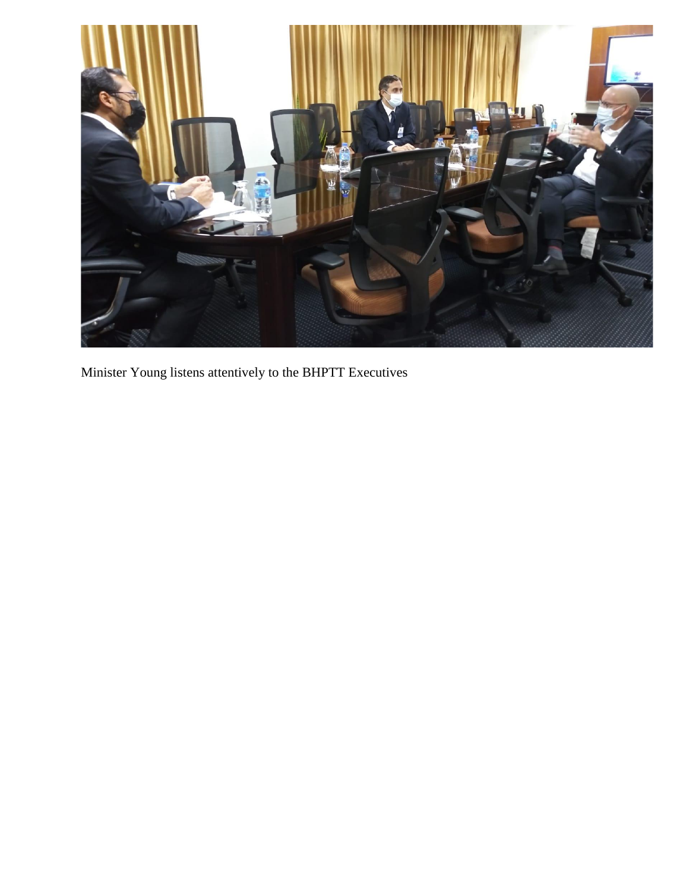Minister Young listens attentively to the BHPTT Executives